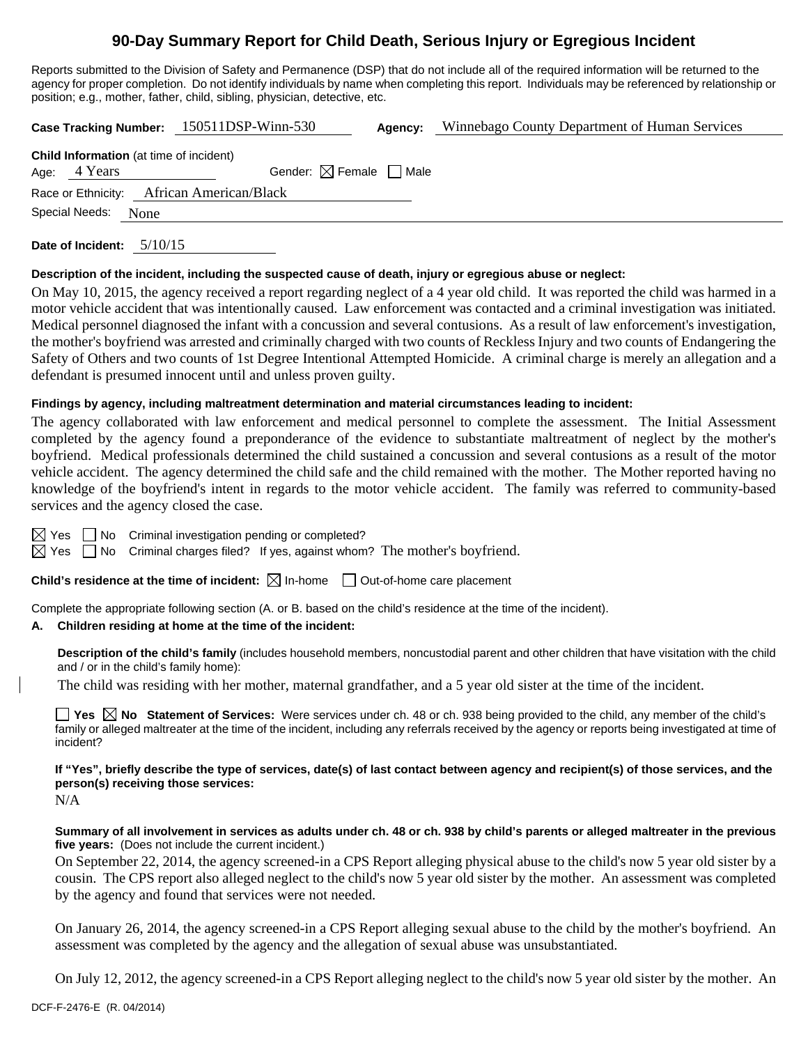# 90-Day Summary Report for Child Death, Serious Injury or Egregious Incident

Reports submitted to the Division of Safety and Permanence (DSP) that do not include all of the required information will be returned to the agency for proper completion. Do not identify individuals by name when completing this report. Individuals may be referenced by relationship or position; e.g., mother, father, child, sibling, physician, detective, etc.

**Case Tracking Number:** 150511DSP-Winn-530 **Agency:** Winnebago County Department of Human Services

**Child Information** (at time of incident)

Age: 4 Years Gender: ☒ Female ☐ Male

Race or Ethnicity: African American/Black

Special Needs: None

**Date of Incident:** 5/10/15

**Description of the incident, including the suspected cause of death, injury or egregious abuse or neglect:**

On May 10, 2015, the agency received a report regarding neglect of a 4 year old child. It was reported the child was harmed in a motor vehicle accident that was intentionally caused. Law enforcement was contacted and a criminal investigation was initiated. Medical personnel diagnosed the infant with a concussion and several contusions. As a result of law enforcement's investigation, the mother's boyfriend was arrested and criminally charged with two counts of Reckless Injury and two counts of Endangering the Safety of Others and two counts of 1st Degree Intentional Attempted Homicide. A criminal charge is merely an allegation and a defendant is presumed innocent until and unless proven guilty.

**Findings by agency, including maltreatment determination and material circumstances leading to incident:**

The agency collaborated with law enforcement and medical personnel to complete the assessment. The Initial Assessment completed by the agency found a preponderance of the evidence to substantiate maltreatment of neglect by the mother's boyfriend. Medical professionals determined the child sustained a concussion and several contusions as a result of the motor vehicle accident. The agency determined the child safe and the child remained with the mother. The Mother reported having no knowledge of the boyfriend's intent in regards to the motor vehicle accident. The family was referred to community-based services and the agency closed the case.

☒ Yes ☐ No Criminal investigation pending or completed?

☒ Yes ☐ No Criminal charges filed? If yes, against whom? The mother's boyfriend.

**Child's residence at the time of incident:** ☒ In-home ☐ Out-of-home care placement

Complete the appropriate following section (A. or B. based on the child's residence at the time of the incident).

**A. Children residing at home at the time of the incident:**

**Description of the child's family** (includes household members, noncustodial parent and other children that have visitation with the child and / or in the child's family home):

The child was residing with her mother, maternal grandfather, and a 5 year old sister at the time of the incident.

☐ **Yes** ☒ **No Statement of Services:** Were services under ch. 48 or ch. 938 being provided to the child, any member of the child's family or alleged maltreater at the time of the incident, including any referrals received by the agency or reports being investigated at time of incident?

**If "Yes", briefly describe the type of services, date(s) of last contact between agency and recipient(s) of those services, and the person(s) receiving those services:**

N/A

**Summary of all involvement in services as adults under ch. 48 or ch. 938 by child's parents or alleged maltreater in the previous five years:** (Does not include the current incident.)

On September 22, 2014, the agency screened-in a CPS Report alleging physical abuse to the child's now 5 year old sister by a cousin. The CPS report also alleged neglect to the child's now 5 year old sister by the mother. An assessment was completed by the agency and found that services were not needed.

On January 26, 2014, the agency screened-in a CPS Report alleging sexual abuse to the child by the mother's boyfriend. An assessment was completed by the agency and the allegation of sexual abuse was unsubstantiated.

On July 12, 2012, the agency screened-in a CPS Report alleging neglect to the child's now 5 year old sister by the mother. An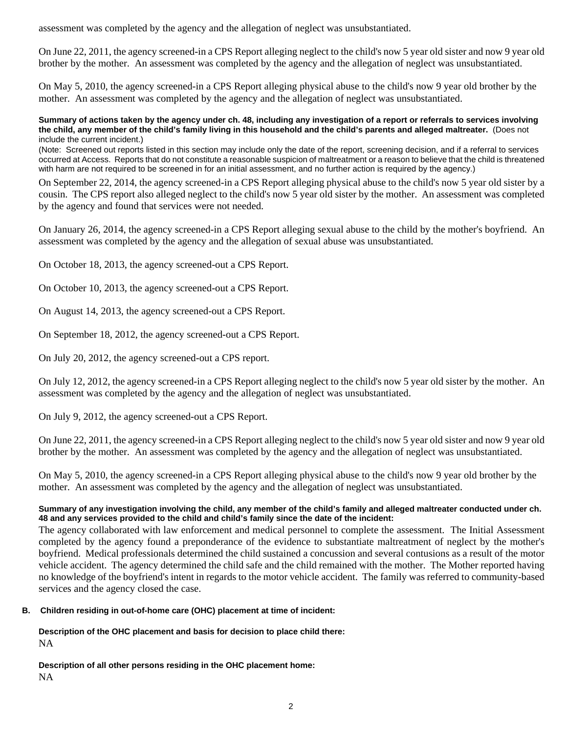assessment was completed by the agency and the allegation of neglect was unsubstantiated.

On June 22, 2011, the agency screened-in a CPS Report alleging neglect to the child's now 5 year old sister and now 9 year old brother by the mother. An assessment was completed by the agency and the allegation of neglect was unsubstantiated.

On May 5, 2010, the agency screened-in a CPS Report alleging physical abuse to the child's now 9 year old brother by the mother. An assessment was completed by the agency and the allegation of neglect was unsubstantiated.

**Summary of actions taken by the agency under ch. 48, including any investigation of a report or referrals to services involving the child, any member of the child's family living in this household and the child's parents and alleged maltreater.** (Does not include the current incident.)

(Note: Screened out reports listed in this section may include only the date of the report, screening decision, and if a referral to services occurred at Access. Reports that do not constitute a reasonable suspicion of maltreatment or a reason to believe that the child is threatened with harm are not required to be screened in for an initial assessment, and no further action is required by the agency.)

On September 22, 2014, the agency screened-in a CPS Report alleging physical abuse to the child's now 5 year old sister by a cousin. The CPS report also alleged neglect to the child's now 5 year old sister by the mother. An assessment was completed by the agency and found that services were not needed.

On January 26, 2014, the agency screened-in a CPS Report alleging sexual abuse to the child by the mother's boyfriend. An assessment was completed by the agency and the allegation of sexual abuse was unsubstantiated.

On October 18, 2013, the agency screened-out a CPS Report.

On October 10, 2013, the agency screened-out a CPS Report.

On August 14, 2013, the agency screened-out a CPS Report.

On September 18, 2012, the agency screened-out a CPS Report.

On July 20, 2012, the agency screened-out a CPS report.

On July 12, 2012, the agency screened-in a CPS Report alleging neglect to the child's now 5 year old sister by the mother. An assessment was completed by the agency and the allegation of neglect was unsubstantiated.

On July 9, 2012, the agency screened-out a CPS Report.

On June 22, 2011, the agency screened-in a CPS Report alleging neglect to the child's now 5 year old sister and now 9 year old brother by the mother. An assessment was completed by the agency and the allegation of neglect was unsubstantiated.

On May 5, 2010, the agency screened-in a CPS Report alleging physical abuse to the child's now 9 year old brother by the mother. An assessment was completed by the agency and the allegation of neglect was unsubstantiated.

**Summary of any investigation involving the child, any member of the child's family and alleged maltreater conducted under ch. 48 and any services provided to the child and child's family since the date of the incident:**

The agency collaborated with law enforcement and medical personnel to complete the assessment. The Initial Assessment completed by the agency found a preponderance of the evidence to substantiate maltreatment of neglect by the mother's boyfriend. Medical professionals determined the child sustained a concussion and several contusions as a result of the motor vehicle accident. The agency determined the child safe and the child remained with the mother. The Mother reported having no knowledge of the boyfriend's intent in regards to the motor vehicle accident. The family was referred to community-based services and the agency closed the case.

**B. Children residing in out-of-home care (OHC) placement at time of incident:**

**Description of the OHC placement and basis for decision to place child there:**

NA

**Description of all other persons residing in the OHC placement home:**

NA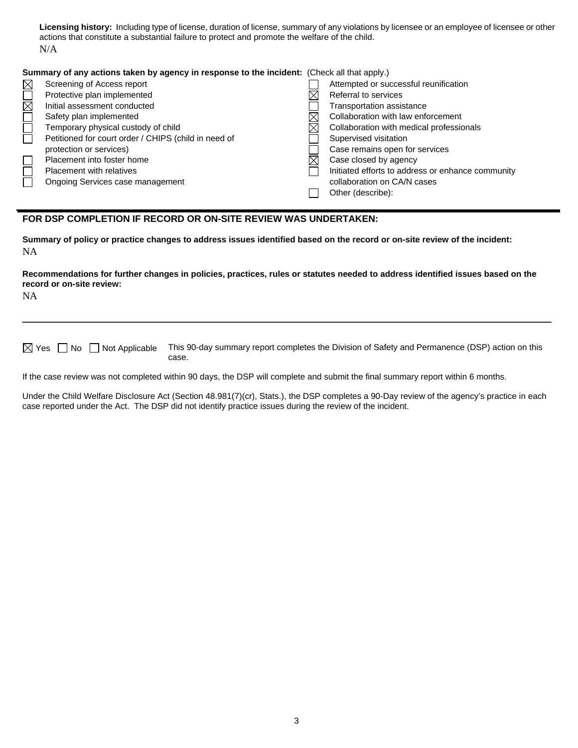**Licensing history:** Including type of license, duration of license, summary of any violations by licensee or an employee of licensee or other actions that constitute a substantial failure to protect and promote the welfare of the child.

N/A

**Summary of any actions taken by agency in response to the incident:** (Check all that apply.)

- ☒ Screening of Access report
- ☐ Protective plan implemented
- ☒ Initial assessment conducted
- ☐ Safety plan implemented
- ☐ Temporary physical custody of child
- ☐ Petitioned for court order / CHIPS (child in need of protection or services)
- ☐ Placement into foster home
- ☐ Placement with relatives
- ☐ Ongoing Services case management
- ☐ Attempted or successful reunification
- ☒ Referral to services
- ☐ Transportation assistance
- ☒ Collaboration with law enforcement
- ☒ Collaboration with medical professionals
- ☐ Supervised visitation
- ☐ Case remains open for services
- ☒ Case closed by agency
- ☐ Initiated efforts to address or enhance community collaboration on CA/N cases
- ☐ Other (describe):

## FOR DSP COMPLETION IF RECORD OR ON-SITE REVIEW WAS UNDERTAKEN:

**Summary of policy or practice changes to address issues identified based on the record or on-site review of the incident:**

NA

**Recommendations for further changes in policies, practices, rules or statutes needed to address identified issues based on the record or on-site review:**

NA

---

☒ Yes ☐ No ☐ Not Applicable This 90-day summary report completes the Division of Safety and Permanence (DSP) action on this case.

If the case review was not completed within 90 days, the DSP will complete and submit the final summary report within 6 months.

Under the Child Welfare Disclosure Act (Section 48.981(7)(cr), Stats.), the DSP completes a 90-Day review of the agency's practice in each case reported under the Act. The DSP did not identify practice issues during the review of the incident.